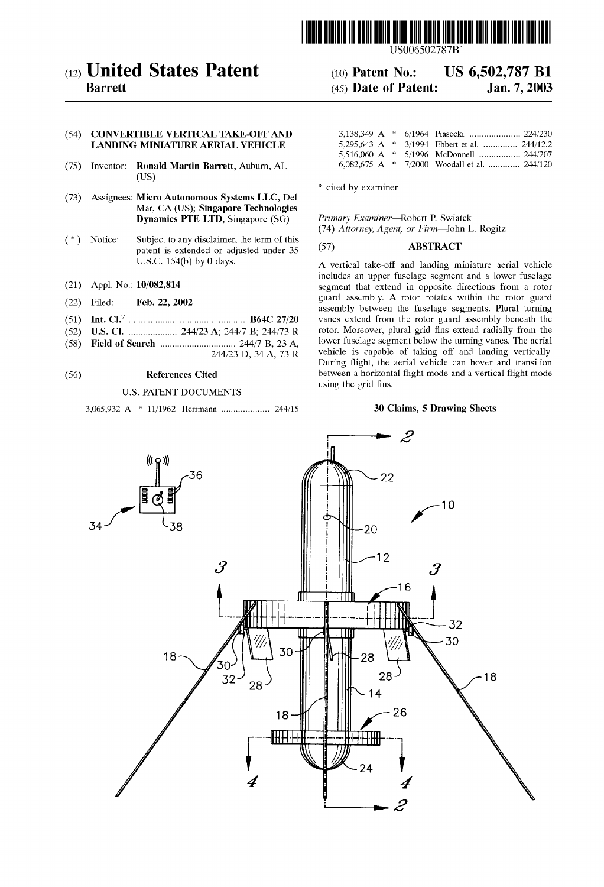# United States Patent

**Barrett**

(10) **Patent No.: US 6,502,787 B1**

(45) **Date of Patent: Jan. 7, 2003**

(54) **CONVERTIBLE VERTICAL TAKE-OFF AND LANDING MINIATURE AERIAL VEHICLE**

(75) Inventor: **Ronald Martin Barrett**, Auburn, AL (US)

(73) Assignees: **Micro Autonomous Systems LLC**, Del Mar, CA (US); **Singapore Technologies Dynamics PTE LTD**, Singapore (SG)

( * ) Notice: Subject to any disclaimer, the term of this patent is extended or adjusted under 35 U.S.C. 154(b) by 0 days.

(21) Appl. No.: **10/082,814**

(22) Filed: **Feb. 22, 2002**

(51) **Int. Cl.**[7] ............................................. **B64C 27/20**

(52) **U.S. Cl.** .................... **244/23 A**; 244/7 B; 244/73 R

(58) **Field of Search** ............................... 244/7 B, 23 A, 244/23 D, 34 A, 73 R

(56) **References Cited**

U.S. PATENT DOCUMENTS

3,065,932 A * 11/1962 Herrmann .................... 244/15
3,138,349 A * 6/1964 Piasecki ..................... 224/230
5,295,643 A * 3/1994 Ebbert et al. .............. 244/12.2
5,516,060 A * 5/1996 McDonnell ................. 244/207
6,082,675 A * 7/2000 Woodall et al. ............. 244/120

\* cited by examiner

*Primary Examiner*—Robert P. Swiatek
(74) *Attorney, Agent, or Firm*—John L. Rogitz

(57) **ABSTRACT**

A vertical take-off and landing miniature aerial vehicle includes an upper fuselage segment and a lower fuselage segment that extend in opposite directions from a rotor guard assembly. A rotor rotates within the rotor guard assembly between the fuselage segments. Plural turning vanes extend from the rotor guard assembly beneath the rotor. Moreover, plural grid fins extend radially from the lower fuselage segment below the turning vanes. The aerial vehicle is capable of taking off and landing vertically. During flight, the aerial vehicle can hover and transition between a horizontal flight mode and a vertical flight mode using the grid fins.

**30 Claims, 5 Drawing Sheets**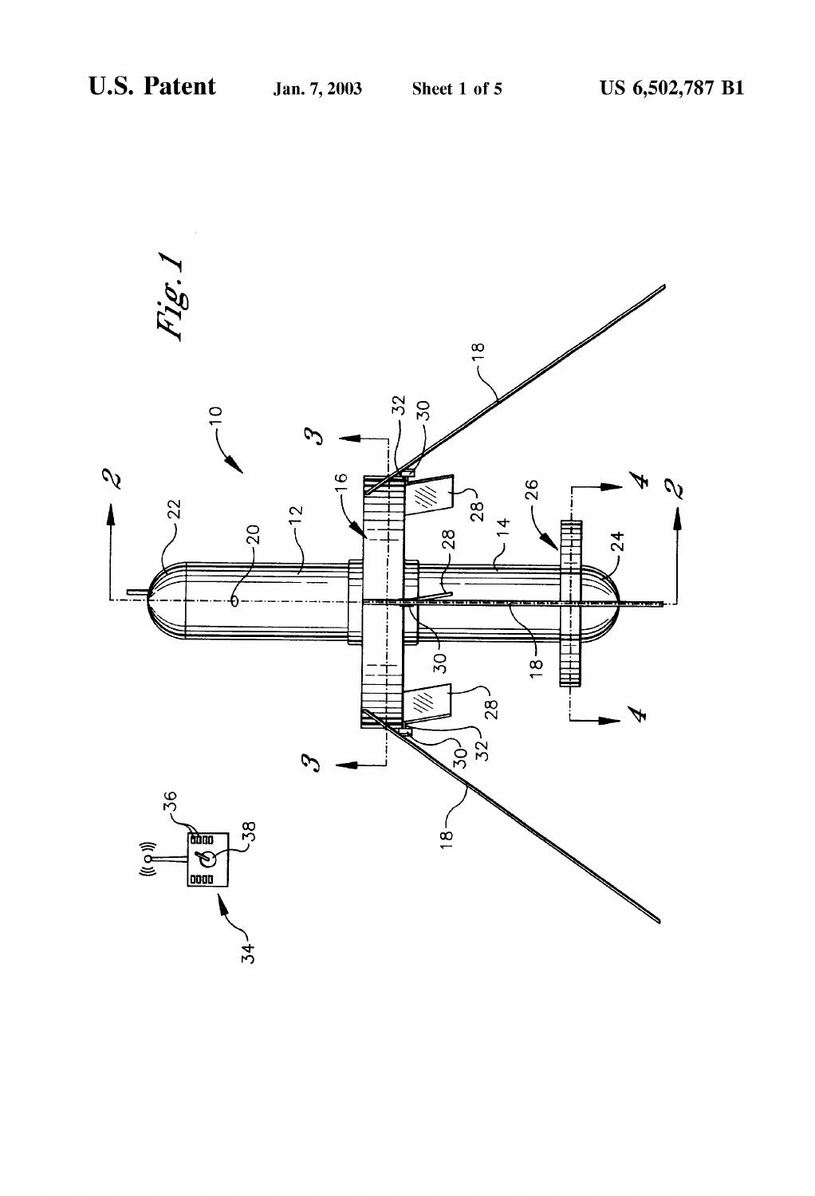Fig. 1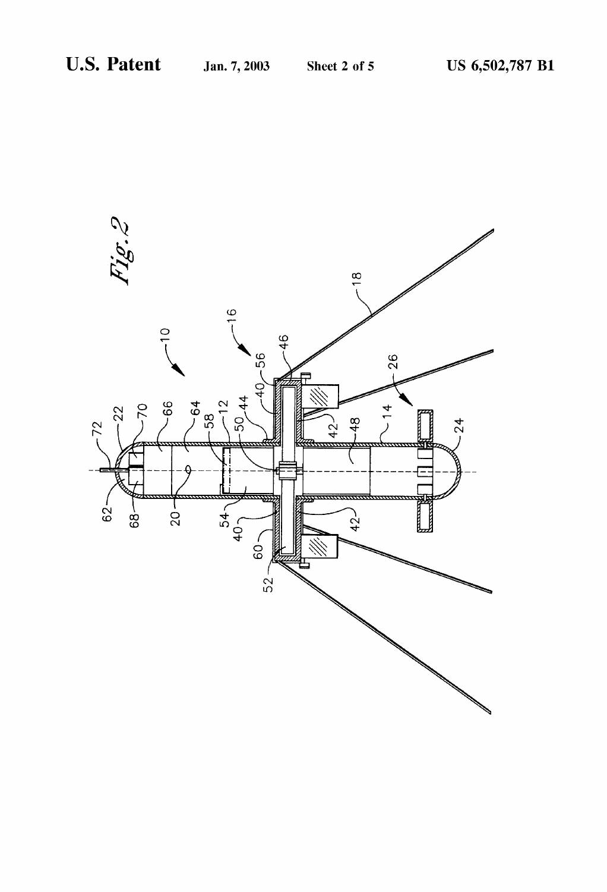*Fig. 2*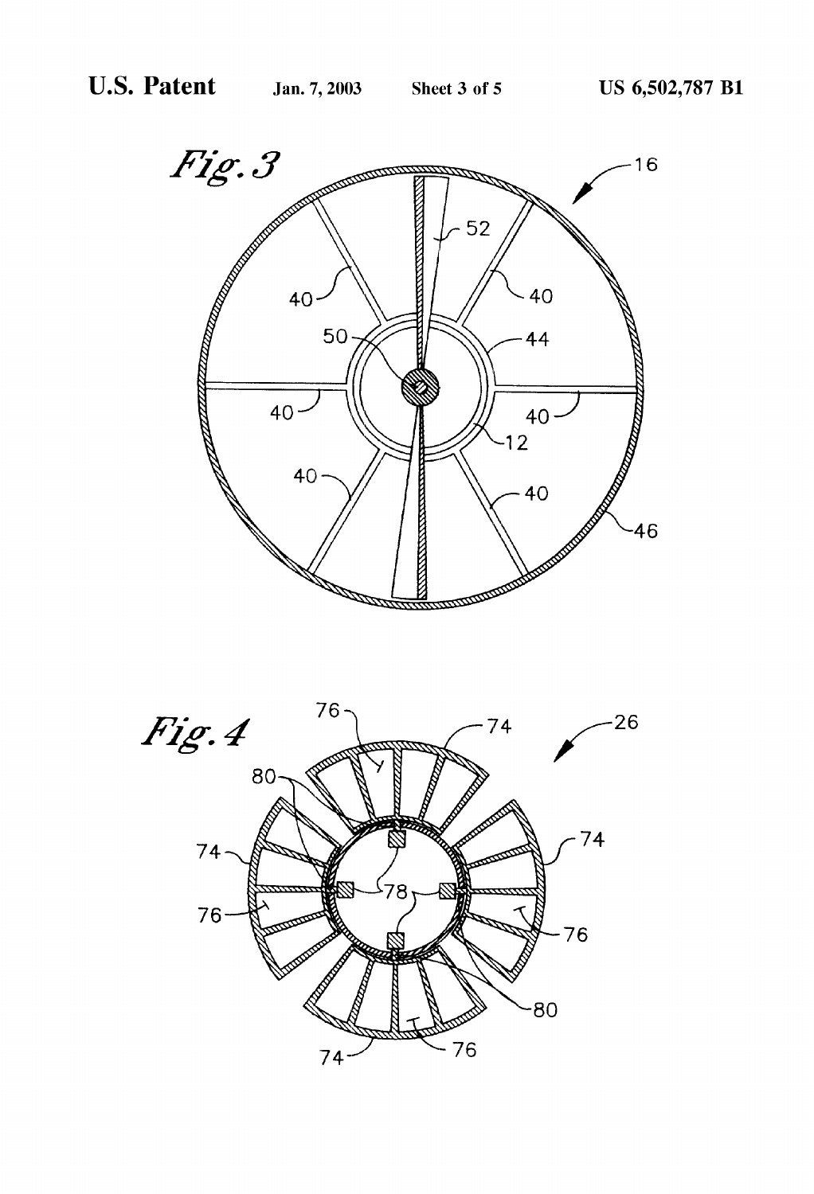Fig. 3

16

52

40

40

50

44

40

40

12

40

40

46

Fig. 4

76

74

26

80

74

74

78

76

76

80

74

76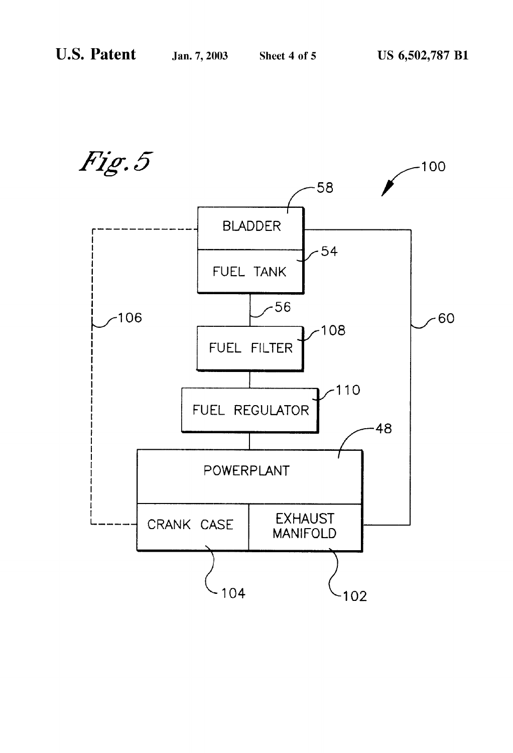*Fig. 5*

100

58 BLADDER

54 FUEL TANK

56

108 FUEL FILTER

110 FUEL REGULATOR

48 POWERPLANT

104 CRANK CASE

102 EXHAUST MANIFOLD

106

60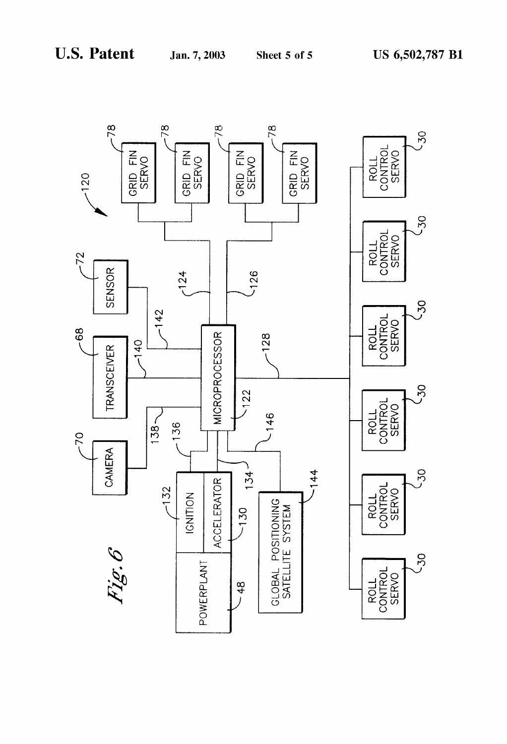Fig. 6

120

GRID FIN SERVO 78

GRID FIN SERVO 78

GRID FIN SERVO 78

GRID FIN SERVO 78

SENSOR 72

TRANSCEIVER 68

CAMERA 70

124

126

142

140

138

136

MICROPROCESSOR 122

128

134

146

IGNITION 132

ACCELERATOR 130

POWERPLANT 48

GLOBAL POSITIONING SATELLITE SYSTEM 144

ROLL CONTROL SERVO 30

ROLL CONTROL SERVO 30

ROLL CONTROL SERVO 30

ROLL CONTROL SERVO 30

ROLL CONTROL SERVO 30

ROLL CONTROL SERVO 30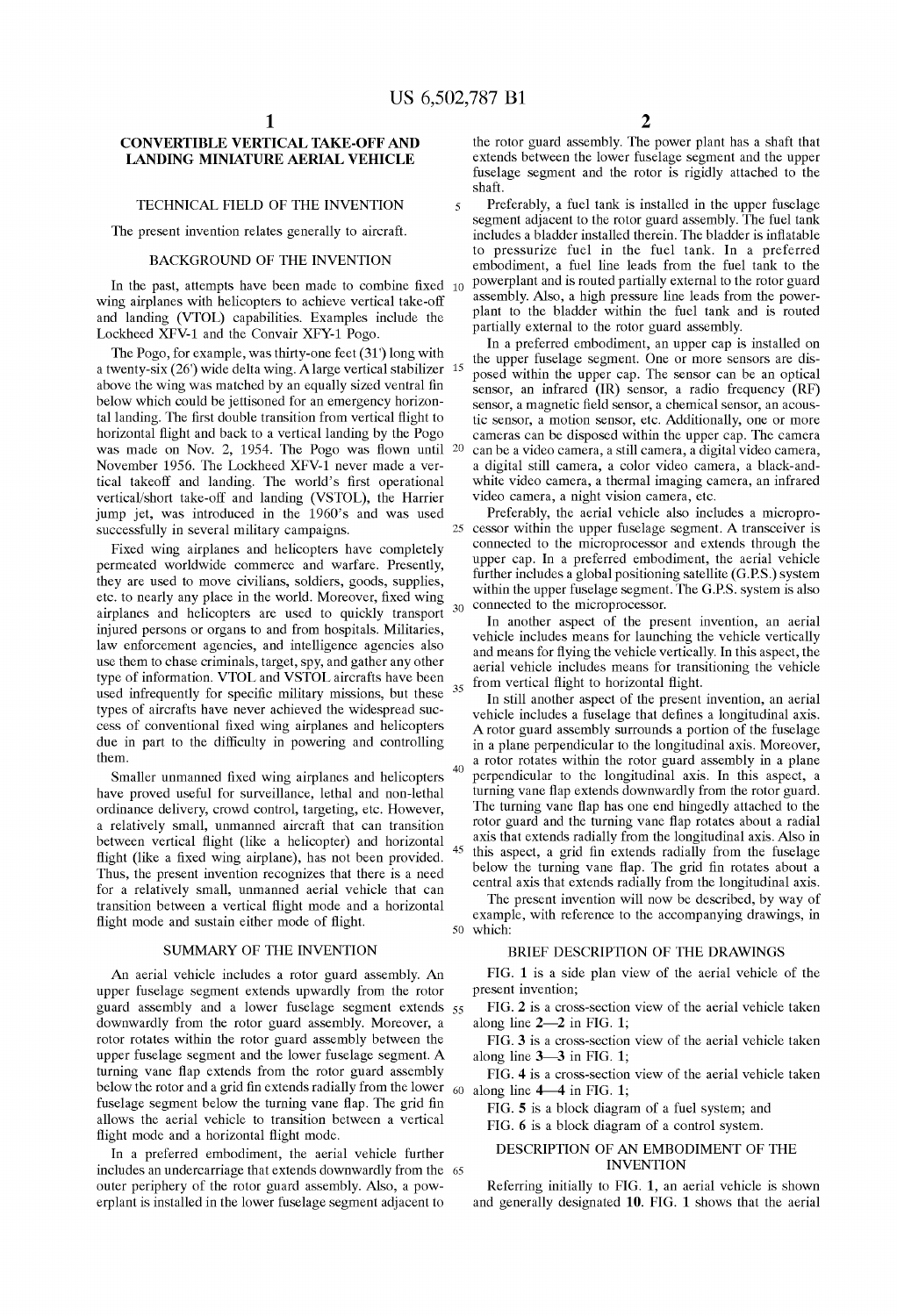# CONVERTIBLE VERTICAL TAKE-OFF AND LANDING MINIATURE AERIAL VEHICLE

## TECHNICAL FIELD OF THE INVENTION

The present invention relates generally to aircraft.

## BACKGROUND OF THE INVENTION

In the past, attempts have been made to combine fixed wing airplanes with helicopters to achieve vertical take-off and landing (VTOL) capabilities. Examples include the Lockheed XFV-1 and the Convair XFY-1 Pogo.

The Pogo, for example, was thirty-one feet (31') long with a twenty-six (26') wide delta wing. A large vertical stabilizer above the wing was matched by an equally sized ventral fin below which could be jettisoned for an emergency horizontal landing. The first double transition from vertical flight to horizontal flight and back to a vertical landing by the Pogo was made on Nov. 2, 1954. The Pogo was flown until November 1956. The Lockheed XFV-1 never made a vertical takeoff and landing. The world's first operational vertical/short take-off and landing (VSTOL), the Harrier jump jet, was introduced in the 1960's and was used successfully in several military campaigns.

Fixed wing airplanes and helicopters have completely permeated worldwide commerce and warfare. Presently, they are used to move civilians, soldiers, goods, supplies, etc. to nearly any place in the world. Moreover, fixed wing airplanes and helicopters are used to quickly transport injured persons or organs to and from hospitals. Militaries, law enforcement agencies, and intelligence agencies also use them to chase criminals, target, spy, and gather any other type of information. VTOL and VSTOL aircrafts have been used infrequently for specific military missions, but these types of aircrafts have never achieved the widespread success of conventional fixed wing airplanes and helicopters due in part to the difficulty in powering and controlling them.

Smaller unmanned fixed wing airplanes and helicopters have proved useful for surveillance, lethal and non-lethal ordinance delivery, crowd control, targeting, etc. However, a relatively small, unmanned aircraft that can transition between vertical flight (like a helicopter) and horizontal flight (like a fixed wing airplane), has not been provided. Thus, the present invention recognizes that there is a need for a relatively small, unmanned aerial vehicle that can transition between a vertical flight mode and a horizontal flight mode and sustain either mode of flight.

## SUMMARY OF THE INVENTION

An aerial vehicle includes a rotor guard assembly. An upper fuselage segment extends upwardly from the rotor guard assembly and a lower fuselage segment extends downwardly from the rotor guard assembly. Moreover, a rotor rotates within the rotor guard assembly between the upper fuselage segment and the lower fuselage segment. A turning vane flap extends from the rotor guard assembly below the rotor and a grid fin extends radially from the lower fuselage segment below the turning vane flap. The grid fin allows the aerial vehicle to transition between a vertical flight mode and a horizontal flight mode.

In a preferred embodiment, the aerial vehicle further includes an undercarriage that extends downwardly from the outer periphery of the rotor guard assembly. Also, a powerplant is installed in the lower fuselage segment adjacent to the rotor guard assembly. The power plant has a shaft that extends between the lower fuselage segment and the upper fuselage segment and the rotor is rigidly attached to the shaft.

Preferably, a fuel tank is installed in the upper fuselage segment adjacent to the rotor guard assembly. The fuel tank includes a bladder installed therein. The bladder is inflatable to pressurize fuel in the fuel tank. In a preferred embodiment, a fuel line leads from the fuel tank to the powerplant and is routed partially external to the rotor guard assembly. Also, a high pressure line leads from the powerplant to the bladder within the fuel tank and is routed partially external to the rotor guard assembly.

In a preferred embodiment, an upper cap is installed on the upper fuselage segment. One or more sensors are disposed within the upper cap. The sensor can be an optical sensor, an infrared (IR) sensor, a radio frequency (RF) sensor, a magnetic field sensor, a chemical sensor, an acoustic sensor, a motion sensor, etc. Additionally, one or more cameras can be disposed within the upper cap. The camera can be a video camera, a still camera, a digital video camera, a digital still camera, a color video camera, a black-and-white video camera, a thermal imaging camera, an infrared video camera, a night vision camera, etc.

Preferably, the aerial vehicle also includes a microprocessor within the upper fuselage segment. A transceiver is connected to the microprocessor and extends through the upper cap. In a preferred embodiment, the aerial vehicle further includes a global positioning satellite (G.P.S.) system within the upper fuselage segment. The G.P.S. system is also connected to the microprocessor.

In another aspect of the present invention, an aerial vehicle includes means for launching the vehicle vertically and means for flying the vehicle vertically. In this aspect, the aerial vehicle includes means for transitioning the vehicle from vertical flight to horizontal flight.

In still another aspect of the present invention, an aerial vehicle includes a fuselage that defines a longitudinal axis. A rotor guard assembly surrounds a portion of the fuselage in a plane perpendicular to the longitudinal axis. Moreover, a rotor rotates within the rotor guard assembly in a plane perpendicular to the longitudinal axis. In this aspect, a turning vane flap extends downwardly from the rotor guard. The turning vane flap has one end hingedly attached to the rotor guard and the turning vane flap rotates about a radial axis that extends radially from the longitudinal axis. Also in this aspect, a grid fin extends radially from the fuselage below the turning vane flap. The grid fin rotates about a central axis that extends radially from the longitudinal axis.

The present invention will now be described, by way of example, with reference to the accompanying drawings, in which:

## BRIEF DESCRIPTION OF THE DRAWINGS

FIG. 1 is a side plan view of the aerial vehicle of the present invention;

FIG. 2 is a cross-section view of the aerial vehicle taken along line 2—2 in FIG. 1;

FIG. 3 is a cross-section view of the aerial vehicle taken along line 3—3 in FIG. 1;

FIG. 4 is a cross-section view of the aerial vehicle taken along line 4—4 in FIG. 1;

FIG. 5 is a block diagram of a fuel system; and

FIG. 6 is a block diagram of a control system.

## DESCRIPTION OF AN EMBODIMENT OF THE INVENTION

Referring initially to FIG. 1, an aerial vehicle is shown and generally designated 10. FIG. 1 shows that the aerial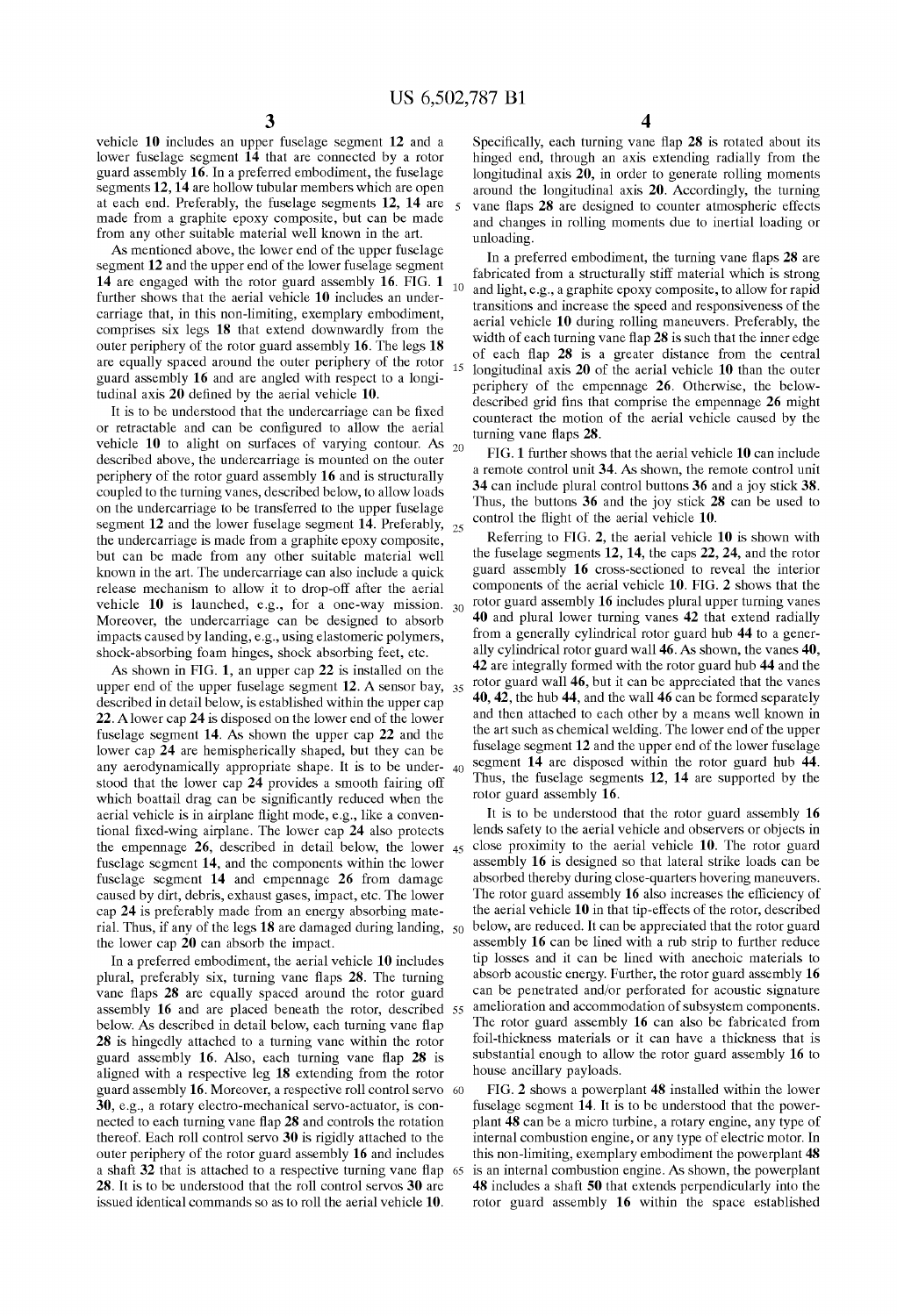vehicle **10** includes an upper fuselage segment **12** and a lower fuselage segment **14** that are connected by a rotor guard assembly **16**. In a preferred embodiment, the fuselage segments **12, 14** are hollow tubular members which are open at each end. Preferably, the fuselage segments **12, 14** are made from a graphite epoxy composite, but can be made from any other suitable material well known in the art.

As mentioned above, the lower end of the upper fuselage segment **12** and the upper end of the lower fuselage segment **14** are engaged with the rotor guard assembly **16**. FIG. **1** further shows that the aerial vehicle **10** includes an undercarriage that, in this non-limiting, exemplary embodiment, comprises six legs **18** that extend downwardly from the outer periphery of the rotor guard assembly **16**. The legs **18** are equally spaced around the outer periphery of the rotor guard assembly **16** and are angled with respect to a longitudinal axis **20** defined by the aerial vehicle **10**.

It is to be understood that the undercarriage can be fixed or retractable and can be configured to allow the aerial vehicle **10** to alight on surfaces of varying contour. As described above, the undercarriage is mounted on the outer periphery of the rotor guard assembly **16** and is structurally coupled to the turning vanes, described below, to allow loads on the undercarriage to be transferred to the upper fuselage segment **12** and the lower fuselage segment **14**. Preferably, the undercarriage is made from a graphite epoxy composite, but can be made from any other suitable material well known in the art. The undercarriage can also include a quick release mechanism to allow it to drop-off after the aerial vehicle **10** is launched, e.g., for a one-way mission. Moreover, the undercarriage can be designed to absorb impacts caused by landing, e.g., using elastomeric polymers, shock-absorbing foam hinges, shock absorbing feet, etc.

As shown in FIG. **1**, an upper cap **22** is installed on the upper end of the upper fuselage segment **12**. A sensor bay, described in detail below, is established within the upper cap **22**. A lower cap **24** is disposed on the lower end of the lower fuselage segment **14**. As shown the upper cap **22** and the lower cap **24** are hemispherically shaped, but they can be any aerodynamically appropriate shape. It is to be understood that the lower cap **24** provides a smooth fairing off which boattail drag can be significantly reduced when the aerial vehicle is in airplane flight mode, e.g., like a conventional fixed-wing airplane. The lower cap **24** also protects the empennage **26**, described in detail below, the lower fuselage segment **14**, and the components within the lower fuselage segment **14** and empennage **26** from damage caused by dirt, debris, exhaust gases, impact, etc. The lower cap **24** is preferably made from an energy absorbing material. Thus, if any of the legs **18** are damaged during landing, the lower cap **20** can absorb the impact.

In a preferred embodiment, the aerial vehicle **10** includes plural, preferably six, turning vane flaps **28**. The turning vane flaps **28** are equally spaced around the rotor guard assembly **16** and are placed beneath the rotor, described below. As described in detail below, each turning vane flap **28** is hingedly attached to a turning vane within the rotor guard assembly **16**. Also, each turning vane flap **28** is aligned with a respective leg **18** extending from the rotor guard assembly **16**. Moreover, a respective roll control servo **30**, e.g., a rotary electro-mechanical servo-actuator, is connected to each turning vane flap **28** and controls the rotation thereof. Each roll control servo **30** is rigidly attached to the outer periphery of the rotor guard assembly **16** and includes a shaft **32** that is attached to a respective turning vane flap **28**. It is to be understood that the roll control servos **30** are issued identical commands so as to roll the aerial vehicle **10**. Specifically, each turning vane flap **28** is rotated about its hinged end, through an axis extending radially from the longitudinal axis **20**, in order to generate rolling moments around the longitudinal axis **20**. Accordingly, the turning vane flaps **28** are designed to counter atmospheric effects and changes in rolling moments due to inertial loading or unloading.

In a preferred embodiment, the turning vane flaps **28** are fabricated from a structurally stiff material which is strong and light, e.g., a graphite epoxy composite, to allow for rapid transitions and increase the speed and responsiveness of the aerial vehicle **10** during rolling maneuvers. Preferably, the width of each turning vane flap **28** is such that the inner edge of each flap **28** is a greater distance from the central longitudinal axis **20** of the aerial vehicle **10** than the outer periphery of the empennage **26**. Otherwise, the below-described grid fins that comprise the empennage **26** might counteract the motion of the aerial vehicle caused by the turning vane flaps **28**.

FIG. **1** further shows that the aerial vehicle **10** can include a remote control unit **34**. As shown, the remote control unit **34** can include plural control buttons **36** and a joy stick **38**. Thus, the buttons **36** and the joy stick **28** can be used to control the flight of the aerial vehicle **10**.

Referring to FIG. **2**, the aerial vehicle **10** is shown with the fuselage segments **12, 14**, the caps **22, 24**, and the rotor guard assembly **16** cross-sectioned to reveal the interior components of the aerial vehicle **10**. FIG. **2** shows that the rotor guard assembly **16** includes plural upper turning vanes **40** and plural lower turning vanes **42** that extend radially from a generally cylindrical rotor guard hub **44** to a generally cylindrical rotor guard wall **46**. As shown, the vanes **40, 42** are integrally formed with the rotor guard hub **44** and the rotor guard wall **46**, but it can be appreciated that the vanes **40, 42**, the hub **44**, and the wall **46** can be formed separately and then attached to each other by a means well known in the art such as chemical welding. The lower end of the upper fuselage segment **12** and the upper end of the lower fuselage segment **14** are disposed within the rotor guard hub **44**. Thus, the fuselage segments **12, 14** are supported by the rotor guard assembly **16**.

It is to be understood that the rotor guard assembly **16** lends safety to the aerial vehicle and observers or objects in close proximity to the aerial vehicle **10**. The rotor guard assembly **16** is designed so that lateral strike loads can be absorbed thereby during close-quarters hovering maneuvers. The rotor guard assembly **16** also increases the efficiency of the aerial vehicle **10** in that tip-effects of the rotor, described below, are reduced. It can be appreciated that the rotor guard assembly **16** can be lined with a rub strip to further reduce tip losses and it can be lined with anechoic materials to absorb acoustic energy. Further, the rotor guard assembly **16** can be penetrated and/or perforated for acoustic signature amelioration and accommodation of subsystem components. The rotor guard assembly **16** can also be fabricated from foil-thickness materials or it can have a thickness that is substantial enough to allow the rotor guard assembly **16** to house ancillary payloads.

FIG. **2** shows a powerplant **48** installed within the lower fuselage segment **14**. It is to be understood that the powerplant **48** can be a micro turbine, a rotary engine, any type of internal combustion engine, or any type of electric motor. In this non-limiting, exemplary embodiment the powerplant **48** is an internal combustion engine. As shown, the powerplant **48** includes a shaft **50** that extends perpendicularly into the rotor guard assembly **16** within the space established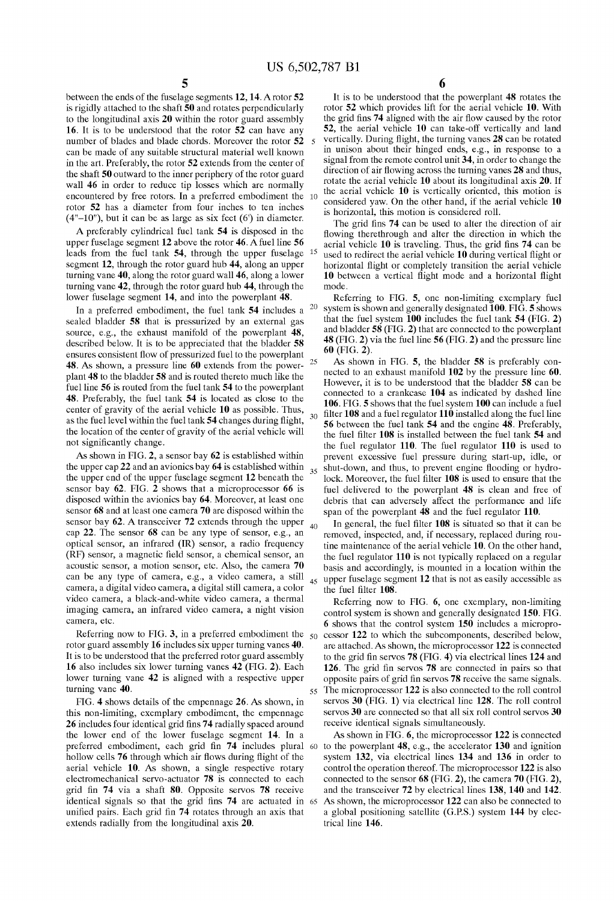between the ends of the fuselage segments **12**, **14**. A rotor **52** is rigidly attached to the shaft **50** and rotates perpendicularly to the longitudinal axis **20** within the rotor guard assembly **16**. It is to be understood that the rotor **52** can have any number of blades and blade chords. Moreover the rotor **52** can be made of any suitable structural material well known in the art. Preferably, the rotor **52** extends from the center of the shaft **50** outward to the inner periphery of the rotor guard wall **46** in order to reduce tip losses which are normally encountered by free rotors. In a preferred embodiment the rotor **52** has a diameter from four inches to ten inches (4"–10"), but it can be as large as six feet (6') in diameter.

A preferably cylindrical fuel tank **54** is disposed in the upper fuselage segment **12** above the rotor **46**. A fuel line **56** leads from the fuel tank **54**, through the upper fuselage segment **12**, through the rotor guard hub **44**, along an upper turning vane **40**, along the rotor guard wall **46**, along a lower turning vane **42**, through the rotor guard hub **44**, through the lower fuselage segment **14**, and into the powerplant **48**.

In a preferred embodiment, the fuel tank **54** includes a sealed bladder **58** that is pressurized by an external gas source, e.g., the exhaust manifold of the powerplant **48**, described below. It is to be appreciated that the bladder **58** ensures consistent flow of pressurized fuel to the powerplant **48**. As shown, a pressure line **60** extends from the powerplant **48** to the bladder **58** and is routed thereto much like the fuel line **56** is routed from the fuel tank **54** to the powerplant **48**. Preferably, the fuel tank **54** is located as close to the center of gravity of the aerial vehicle **10** as possible. Thus, as the fuel level within the fuel tank **54** changes during flight, the location of the center of gravity of the aerial vehicle will not significantly change.

As shown in FIG. **2**, a sensor bay **62** is established within the upper cap **22** and an avionics bay **64** is established within the upper end of the upper fuselage segment **12** beneath the sensor bay **62**. FIG. **2** shows that a microprocessor **66** is disposed within the avionics bay **64**. Moreover, at least one sensor **68** and at least one camera **70** are disposed within the sensor bay **62**. A transceiver **72** extends through the upper cap **22**. The sensor **68** can be any type of sensor, e.g., an optical sensor, an infrared (IR) sensor, a radio frequency (RF) sensor, a magnetic field sensor, a chemical sensor, an acoustic sensor, a motion sensor, etc. Also, the camera **70** can be any type of camera, e.g., a video camera, a still camera, a digital video camera, a digital still camera, a color video camera, a black-and-white video camera, a thermal imaging camera, an infrared video camera, a night vision camera, etc.

Referring now to FIG. **3**, in a preferred embodiment the rotor guard assembly **16** includes six upper turning vanes **40**. It is to be understood that the preferred rotor guard assembly **16** also includes six lower turning vanes **42** (FIG. **2**). Each lower turning vane **42** is aligned with a respective upper turning vane **40**.

FIG. **4** shows details of the empennage **26**. As shown, in this non-limiting, exemplary embodiment, the empennage **26** includes four identical grid fins **74** radially spaced around the lower end of the lower fuselage segment **14**. In a preferred embodiment, each grid fin **74** includes plural hollow cells **76** through which air flows during flight of the aerial vehicle **10**. As shown, a single respective rotary electromechanical servo-actuator **78** is connected to each grid fin **74** via a shaft **80**. Opposite servos **78** receive identical signals so that the grid fins **74** are actuated in unified pairs. Each grid fin **74** rotates through an axis that extends radially from the longitudinal axis **20**.

It is to be understood that the powerplant **48** rotates the rotor **52** which provides lift for the aerial vehicle **10**. With the grid fins **74** aligned with the air flow caused by the rotor **52**, the aerial vehicle **10** can take-off vertically and land vertically. During flight, the turning vanes **28** can be rotated in unison about their hinged ends, e.g., in response to a signal from the remote control unit **34**, in order to change the direction of air flowing across the turning vanes **28** and thus, rotate the aerial vehicle **10** about its longitudinal axis **20**. If the aerial vehicle **10** is vertically oriented, this motion is considered yaw. On the other hand, if the aerial vehicle **10** is horizontal, this motion is considered roll.

The grid fins **74** can be used to alter the direction of air flowing therethrough and alter the direction in which the aerial vehicle **10** is traveling. Thus, the grid fins **74** can be used to redirect the aerial vehicle **10** during vertical flight or horizontal flight or completely transition the aerial vehicle **10** between a vertical flight mode and a horizontal flight mode.

Referring to FIG. **5**, one non-limiting exemplary fuel system is shown and generally designated **100**. FIG. **5** shows that the fuel system **100** includes the fuel tank **54** (FIG. **2**) and bladder **58** (FIG. **2**) that are connected to the powerplant **48** (FIG. **2**) via the fuel line **56** (FIG. **2**) and the pressure line **60** (FIG. **2**).

As shown in FIG. **5**, the bladder **58** is preferably connected to an exhaust manifold **102** by the pressure line **60**. However, it is to be understood that the bladder **58** can be connected to a crankcase **104** as indicated by dashed line **106**. FIG. **5** shows that the fuel system **100** can include a fuel filter **108** and a fuel regulator **110** installed along the fuel line **56** between the fuel tank **54** and the engine **48**. Preferably, the fuel filter **108** is installed between the fuel tank **54** and the fuel regulator **110**. The fuel regulator **110** is used to prevent excessive fuel pressure during start-up, idle, or shut-down, and thus, to prevent engine flooding or hydro-lock. Moreover, the fuel filter **108** is used to ensure that the fuel delivered to the powerplant **48** is clean and free of debris that can adversely affect the performance and life span of the powerplant **48** and the fuel regulator **110**.

In general, the fuel filter **108** is situated so that it can be removed, inspected, and, if necessary, replaced during routine maintenance of the aerial vehicle **10**. On the other hand, the fuel regulator **110** is not typically replaced on a regular basis and accordingly, is mounted in a location within the upper fuselage segment **12** that is not as easily accessible as the fuel filter **108**.

Referring now to FIG. **6**, one exemplary, non-limiting control system is shown and generally designated **150**. FIG. **6** shows that the control system **150** includes a microprocessor **122** to which the subcomponents, described below, are attached. As shown, the microprocessor **122** is connected to the grid fin servos **78** (FIG. **4**) via electrical lines **124** and **126**. The grid fin servos **78** are connected in pairs so that opposite pairs of grid fin servos **78** receive the same signals. The microprocessor **122** is also connected to the roll control servos **30** (FIG. **1**) via electrical line **128**. The roll control servos **30** are connected so that all six roll control servos **30** receive identical signals simultaneously.

As shown in FIG. **6**, the microprocessor **122** is connected to the powerplant **48**, e.g., the accelerator **130** and ignition system **132**, via electrical lines **134** and **136** in order to control the operation thereof. The microprocessor **122** is also connected to the sensor **68** (FIG. **2**), the camera **70** (FIG. **2**), and the transceiver **72** by electrical lines **138**, **140** and **142**. As shown, the microprocessor **122** can also be connected to a global positioning satellite (G.P.S.) system **144** by electrical line **146**.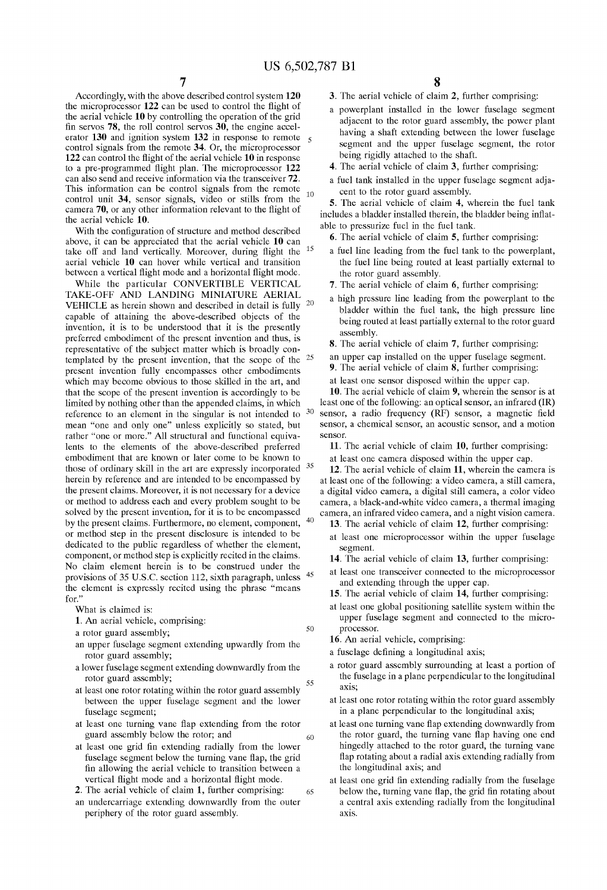Accordingly, with the above described control system 120 the microprocessor 122 can be used to control the flight of the aerial vehicle 10 by controlling the operation of the grid fin servos 78, the roll control servos 30, the engine accelerator 130 and ignition system 132 in response to remote control signals from the remote 34. Or, the microprocessor 122 can control the flight of the aerial vehicle 10 in response to a pre-programmed flight plan. The microprocessor 122 can also send and receive information via the transceiver 72. This information can be control signals from the remote control unit 34, sensor signals, video or stills from the camera 70, or any other information relevant to the flight of the aerial vehicle 10.

With the configuration of structure and method described above, it can be appreciated that the aerial vehicle 10 can take off and land vertically. Moreover, during flight the aerial vehicle 10 can hover while vertical and transition between a vertical flight mode and a horizontal flight mode.

While the particular CONVERTIBLE VERTICAL TAKE-OFF AND LANDING MINIATURE AERIAL VEHICLE as herein shown and described in detail is fully capable of attaining the above-described objects of the invention, it is to be understood that it is the presently preferred embodiment of the present invention and thus, is representative of the subject matter which is broadly contemplated by the present invention, that the scope of the present invention fully encompasses other embodiments which may become obvious to those skilled in the art, and that the scope of the present invention is accordingly to be limited by nothing other than the appended claims, in which reference to an element in the singular is not intended to mean "one and only one" unless explicitly so stated, but rather "one or more." All structural and functional equivalents to the elements of the above-described preferred embodiment that are known or later come to be known to those of ordinary skill in the art are expressly incorporated herein by reference and are intended to be encompassed by the present claims. Moreover, it is not necessary for a device or method to address each and every problem sought to be solved by the present invention, for it is to be encompassed by the present claims. Furthermore, no element, component, or method step in the present disclosure is intended to be dedicated to the public regardless of whether the element, component, or method step is explicitly recited in the claims. No claim element herein is to be construed under the provisions of 35 U.S.C. section 112, sixth paragraph, unless the element is expressly recited using the phrase "means for."

What is claimed is:

1. An aerial vehicle, comprising:
   - a rotor guard assembly;
   - an upper fuselage segment extending upwardly from the rotor guard assembly;
   - a lower fuselage segment extending downwardly from the rotor guard assembly;
   - at least one rotor rotating within the rotor guard assembly between the upper fuselage segment and the lower fuselage segment;
   - at least one turning vane flap extending from the rotor guard assembly below the rotor; and
   - at least one grid fin extending radially from the lower fuselage segment below the turning vane flap, the grid fin allowing the aerial vehicle to transition between a vertical flight mode and a horizontal flight mode.

2. The aerial vehicle of claim 1, further comprising:
   - an undercarriage extending downwardly from the outer periphery of the rotor guard assembly.

3. The aerial vehicle of claim 2, further comprising:
   - a powerplant installed in the lower fuselage segment adjacent to the rotor guard assembly, the power plant having a shaft extending between the lower fuselage segment and the upper fuselage segment, the rotor being rigidly attached to the shaft.

4. The aerial vehicle of claim 3, further comprising:
   - a fuel tank installed in the upper fuselage segment adjacent to the rotor guard assembly.

5. The aerial vehicle of claim 4, wherein the fuel tank includes a bladder installed therein, the bladder being inflatable to pressurize fuel in the fuel tank.

6. The aerial vehicle of claim 5, further comprising:
   - a fuel line leading from the fuel tank to the powerplant, the fuel line being routed at least partially external to the rotor guard assembly.

7. The aerial vehicle of claim 6, further comprising:
   - a high pressure line leading from the powerplant to the bladder within the fuel tank, the high pressure line being routed at least partially external to the rotor guard assembly.

8. The aerial vehicle of claim 7, further comprising:
   - an upper cap installed on the upper fuselage segment.

9. The aerial vehicle of claim 8, further comprising:
   - at least one sensor disposed within the upper cap.

10. The aerial vehicle of claim 9, wherein the sensor is at least one of the following: an optical sensor, an infrared (IR) sensor, a radio frequency (RF) sensor, a magnetic field sensor, a chemical sensor, an acoustic sensor, and a motion sensor.

11. The aerial vehicle of claim 10, further comprising:
   - at least one camera disposed within the upper cap.

12. The aerial vehicle of claim 11, wherein the camera is at least one of the following: a video camera, a still camera, a digital video camera, a digital still camera, a color video camera, a black-and-white video camera, a thermal imaging camera, an infrared video camera, and a night vision camera.

13. The aerial vehicle of claim 12, further comprising:
   - at least one microprocessor within the upper fuselage segment.

14. The aerial vehicle of claim 13, further comprising:
   - at least one transceiver connected to the microprocessor and extending through the upper cap.

15. The aerial vehicle of claim 14, further comprising:
   - at least one global positioning satellite system within the upper fuselage segment and connected to the microprocessor.

16. An aerial vehicle, comprising:
   - a fuselage defining a longitudinal axis;
   - a rotor guard assembly surrounding at least a portion of the fuselage in a plane perpendicular to the longitudinal axis;
   - at least one rotor rotating within the rotor guard assembly in a plane perpendicular to the longitudinal axis;
   - at least one turning vane flap extending downwardly from the rotor guard, the turning vane flap having one end hingedly attached to the rotor guard, the turning vane flap rotating about a radial axis extending radially from the longitudinal axis; and
   - at least one grid fin extending radially from the fuselage below the, turning vane flap, the grid fin rotating about a central axis extending radially from the longitudinal axis.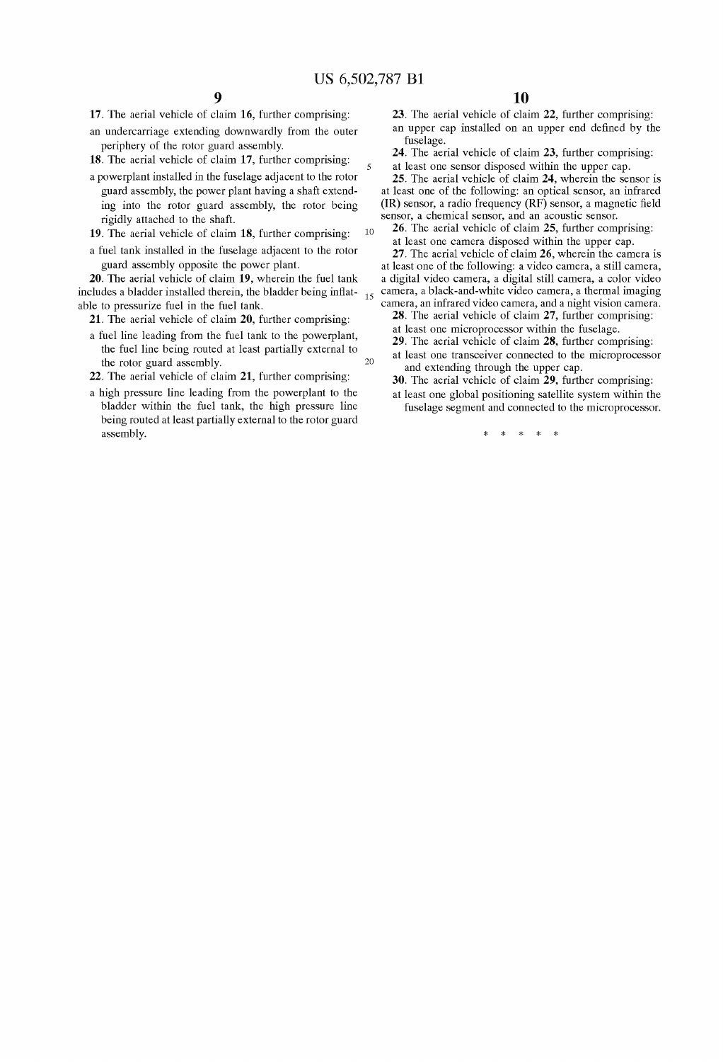17. The aerial vehicle of claim **16**, further comprising:

an undercarriage extending downwardly from the outer periphery of the rotor guard assembly.

18. The aerial vehicle of claim **17**, further comprising:

a powerplant installed in the fuselage adjacent to the rotor guard assembly, the power plant having a shaft extending into the rotor guard assembly, the rotor being rigidly attached to the shaft.

19. The aerial vehicle of claim **18**, further comprising:

a fuel tank installed in the fuselage adjacent to the rotor guard assembly opposite the power plant.

20. The aerial vehicle of claim **19**, wherein the fuel tank includes a bladder installed therein, the bladder being inflatable to pressurize fuel in the fuel tank.

21. The aerial vehicle of claim **20**, further comprising:

a fuel line leading from the fuel tank to the powerplant, the fuel line being routed at least partially external to the rotor guard assembly.

22. The aerial vehicle of claim **21**, further comprising:

a high pressure line leading from the powerplant to the bladder within the fuel tank, the high pressure line being routed at least partially external to the rotor guard assembly.

23. The aerial vehicle of claim **22**, further comprising:

an upper cap installed on an upper end defined by the fuselage.

24. The aerial vehicle of claim **23**, further comprising:

at least one sensor disposed within the upper cap.

25. The aerial vehicle of claim **24**, wherein the sensor is at least one of the following: an optical sensor, an infrared (IR) sensor, a radio frequency (RF) sensor, a magnetic field sensor, a chemical sensor, and an acoustic sensor.

26. The aerial vehicle of claim **25**, further comprising:

at least one camera disposed within the upper cap.

27. The aerial vehicle of claim **26**, wherein the camera is at least one of the following: a video camera, a still camera, a digital video camera, a digital still camera, a color video camera, a black-and-white video camera, a thermal imaging camera, an infrared video camera, and a night vision camera.

28. The aerial vehicle of claim **27**, further comprising:

at least one microprocessor within the fuselage.

29. The aerial vehicle of claim **28**, further comprising:

at least one transceiver connected to the microprocessor and extending through the upper cap.

30. The aerial vehicle of claim **29**, further comprising:

at least one global positioning satellite system within the fuselage segment and connected to the microprocessor.

* * * * *